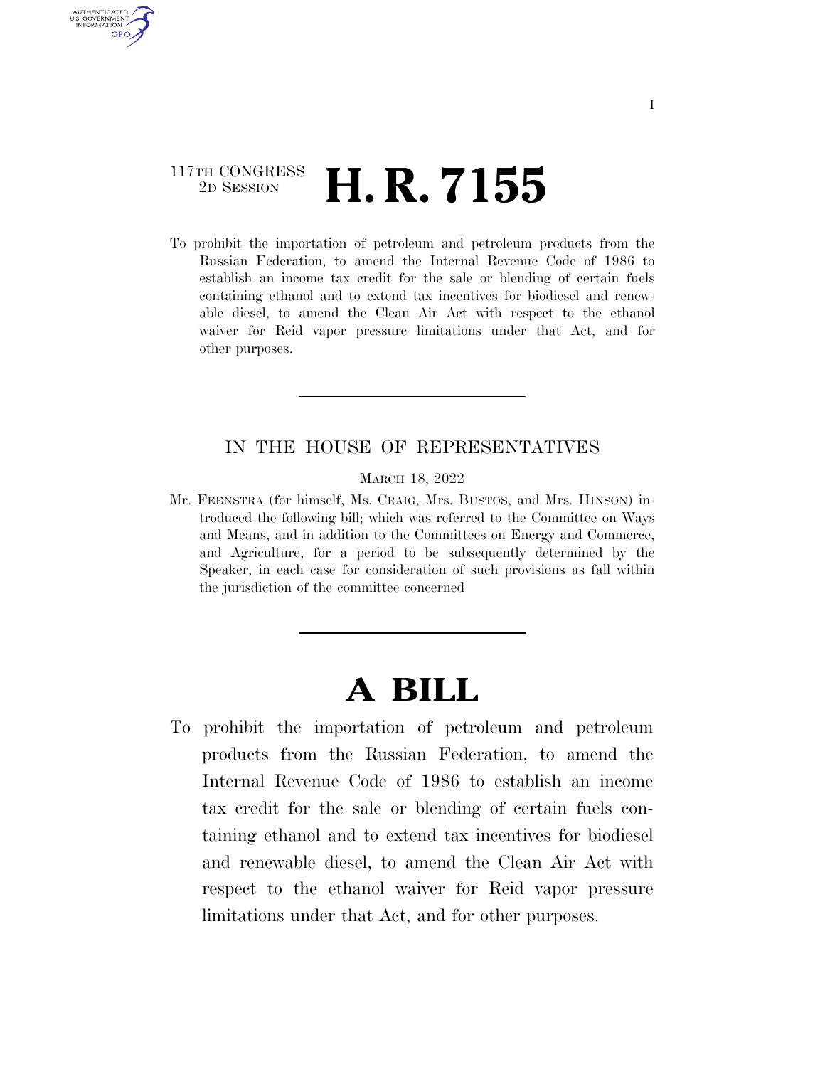117TH CONGRESS
2D SESSION

# H. R. 7155

To prohibit the importation of petroleum and petroleum products from the Russian Federation, to amend the Internal Revenue Code of 1986 to establish an income tax credit for the sale or blending of certain fuels containing ethanol and to extend tax incentives for biodiesel and renewable diesel, to amend the Clean Air Act with respect to the ethanol waiver for Reid vapor pressure limitations under that Act, and for other purposes.

---

IN THE HOUSE OF REPRESENTATIVES

MARCH 18, 2022

Mr. FEENSTRA (for himself, Ms. CRAIG, Mrs. BUSTOS, and Mrs. HINSON) introduced the following bill; which was referred to the Committee on Ways and Means, and in addition to the Committees on Energy and Commerce, and Agriculture, for a period to be subsequently determined by the Speaker, in each case for consideration of such provisions as fall within the jurisdiction of the committee concerned

---

# A BILL

To prohibit the importation of petroleum and petroleum products from the Russian Federation, to amend the Internal Revenue Code of 1986 to establish an income tax credit for the sale or blending of certain fuels containing ethanol and to extend tax incentives for biodiesel and renewable diesel, to amend the Clean Air Act with respect to the ethanol waiver for Reid vapor pressure limitations under that Act, and for other purposes.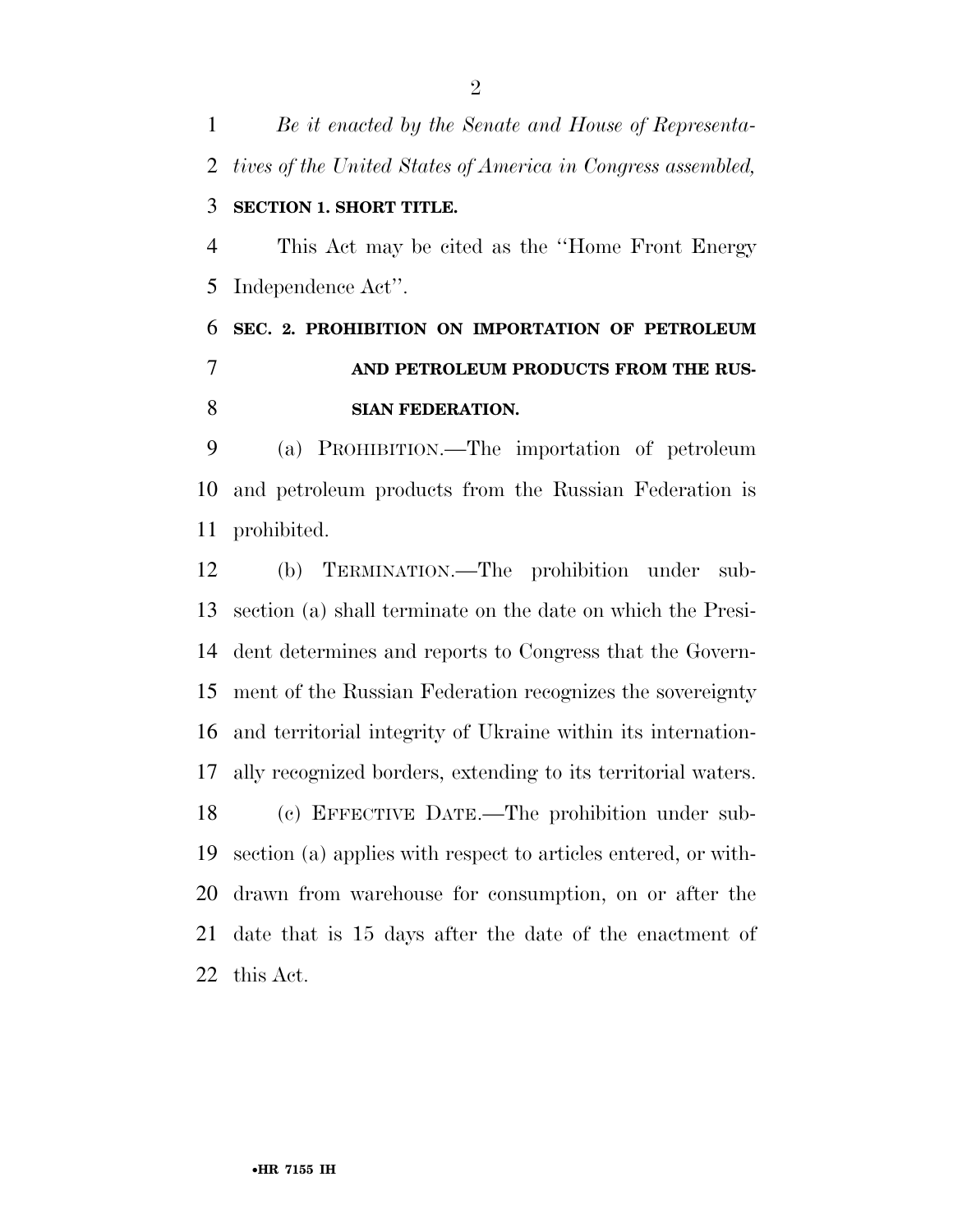*Be it enacted by the Senate and House of Representatives of the United States of America in Congress assembled,*

**SECTION 1. SHORT TITLE.**

This Act may be cited as the ''Home Front Energy Independence Act''.

**SEC. 2. PROHIBITION ON IMPORTATION OF PETROLEUM AND PETROLEUM PRODUCTS FROM THE RUSSIAN FEDERATION.**

(a) PROHIBITION.—The importation of petroleum and petroleum products from the Russian Federation is prohibited.

(b) TERMINATION.—The prohibition under subsection (a) shall terminate on the date on which the President determines and reports to Congress that the Government of the Russian Federation recognizes the sovereignty and territorial integrity of Ukraine within its internationally recognized borders, extending to its territorial waters.

(c) EFFECTIVE DATE.—The prohibition under subsection (a) applies with respect to articles entered, or withdrawn from warehouse for consumption, on or after the date that is 15 days after the date of the enactment of this Act.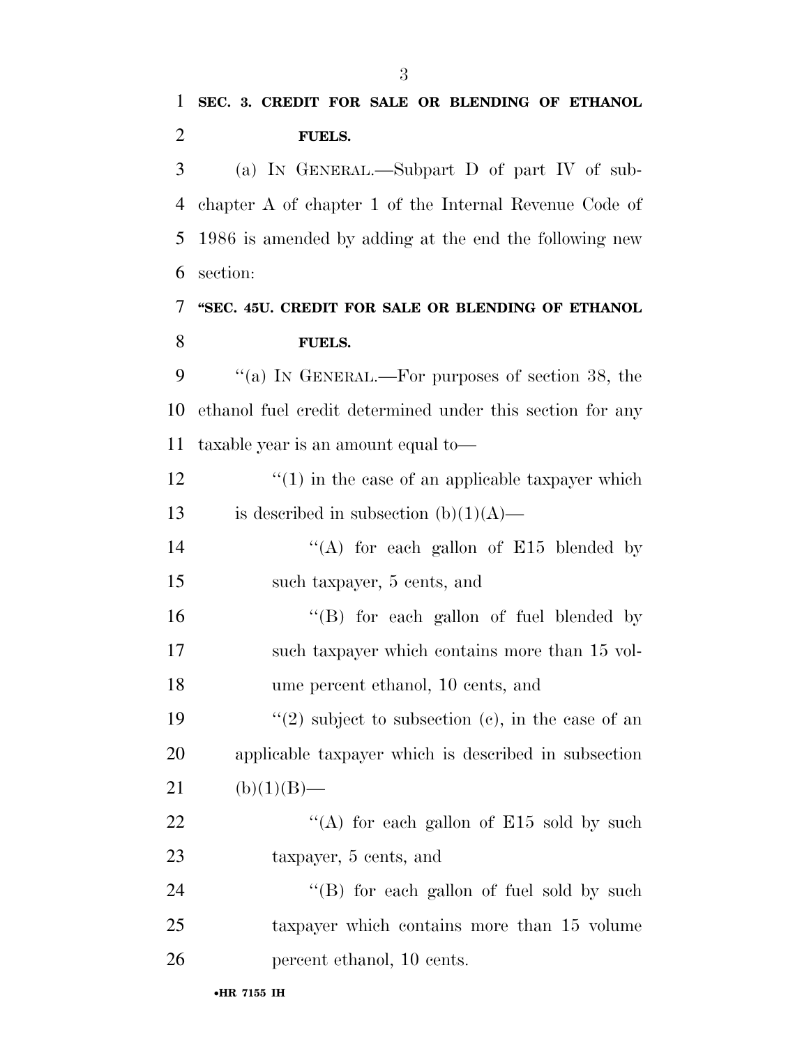**SEC. 3. CREDIT FOR SALE OR BLENDING OF ETHANOL FUELS.**

(a) IN GENERAL.—Subpart D of part IV of subchapter A of chapter 1 of the Internal Revenue Code of 1986 is amended by adding at the end the following new section:

**"SEC. 45U. CREDIT FOR SALE OR BLENDING OF ETHANOL FUELS.**

"(a) IN GENERAL.—For purposes of section 38, the ethanol fuel credit determined under this section for any taxable year is an amount equal to—

"(1) in the case of an applicable taxpayer which is described in subsection (b)(1)(A)—

"(A) for each gallon of E15 blended by such taxpayer, 5 cents, and

"(B) for each gallon of fuel blended by such taxpayer which contains more than 15 volume percent ethanol, 10 cents, and

"(2) subject to subsection (c), in the case of an applicable taxpayer which is described in subsection (b)(1)(B)—

"(A) for each gallon of E15 sold by such taxpayer, 5 cents, and

"(B) for each gallon of fuel sold by such taxpayer which contains more than 15 volume percent ethanol, 10 cents.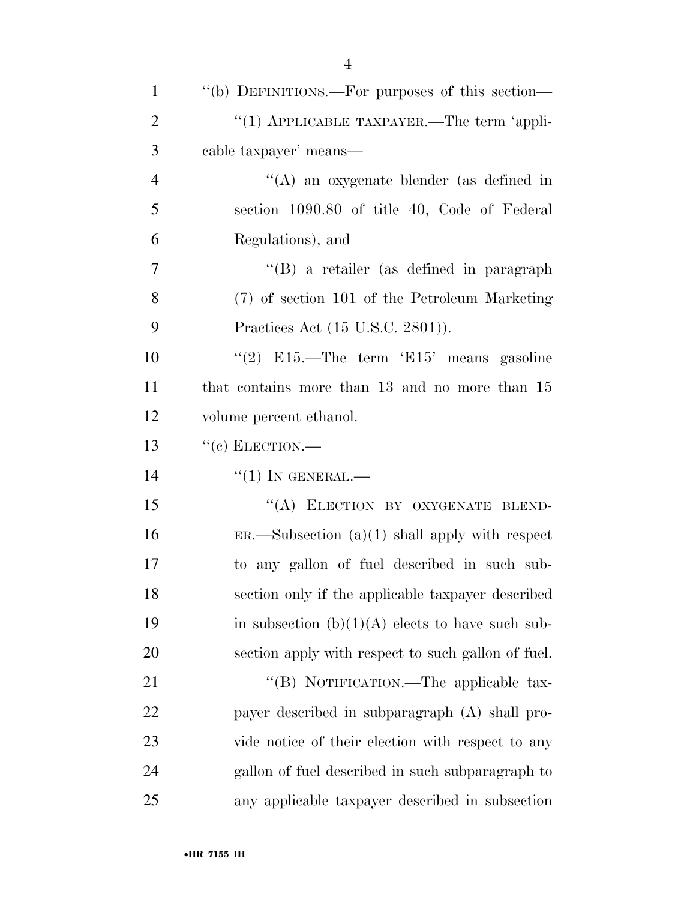''(b) DEFINITIONS.—For purposes of this section—

''(1) APPLICABLE TAXPAYER.—The term 'applicable taxpayer' means—

''(A) an oxygenate blender (as defined in section 1090.80 of title 40, Code of Federal Regulations), and

''(B) a retailer (as defined in paragraph (7) of section 101 of the Petroleum Marketing Practices Act (15 U.S.C. 2801)).

''(2) E15.—The term 'E15' means gasoline that contains more than 13 and no more than 15 volume percent ethanol.

''(c) ELECTION.—

''(1) IN GENERAL.—

''(A) ELECTION BY OXYGENATE BLENDER.—Subsection (a)(1) shall apply with respect to any gallon of fuel described in such subsection only if the applicable taxpayer described in subsection (b)(1)(A) elects to have such subsection apply with respect to such gallon of fuel.

''(B) NOTIFICATION.—The applicable taxpayer described in subparagraph (A) shall provide notice of their election with respect to any gallon of fuel described in such subparagraph to any applicable taxpayer described in subsection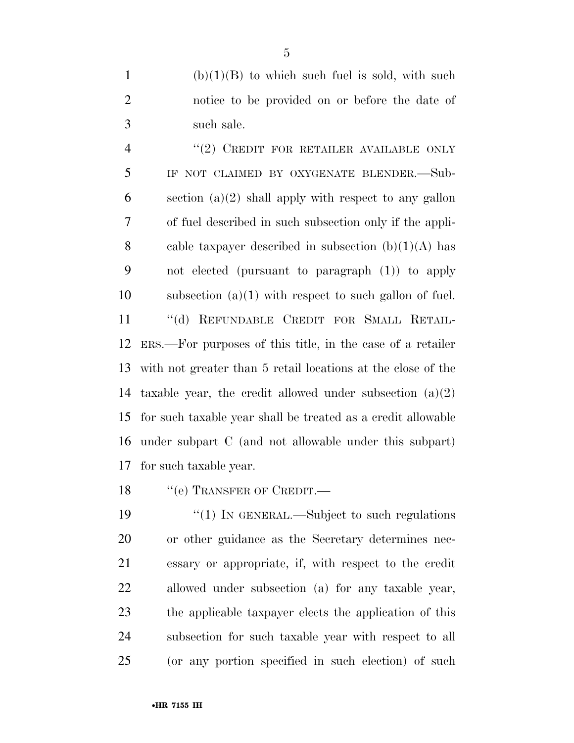(b)(1)(B) to which such fuel is sold, with such notice to be provided on or before the date of such sale.

"(2) CREDIT FOR RETAILER AVAILABLE ONLY IF NOT CLAIMED BY OXYGENATE BLENDER.—Subsection (a)(2) shall apply with respect to any gallon of fuel described in such subsection only if the applicable taxpayer described in subsection (b)(1)(A) has not elected (pursuant to paragraph (1)) to apply subsection (a)(1) with respect to such gallon of fuel.

"(d) REFUNDABLE CREDIT FOR SMALL RETAILERS.—For purposes of this title, in the case of a retailer with not greater than 5 retail locations at the close of the taxable year, the credit allowed under subsection (a)(2) for such taxable year shall be treated as a credit allowable under subpart C (and not allowable under this subpart) for such taxable year.

"(e) TRANSFER OF CREDIT.—

"(1) IN GENERAL.—Subject to such regulations or other guidance as the Secretary determines necessary or appropriate, if, with respect to the credit allowed under subsection (a) for any taxable year, the applicable taxpayer elects the application of this subsection for such taxable year with respect to all (or any portion specified in such election) of such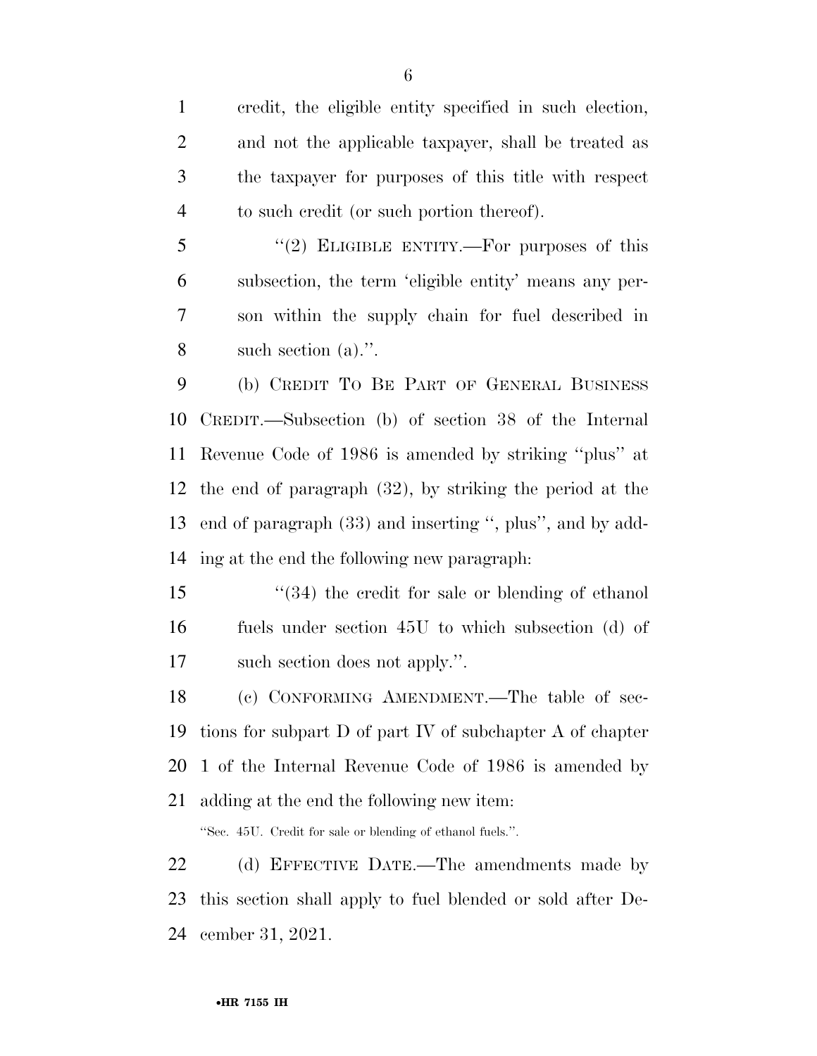credit, the eligible entity specified in such election, and not the applicable taxpayer, shall be treated as the taxpayer for purposes of this title with respect to such credit (or such portion thereof).

"(2) ELIGIBLE ENTITY.—For purposes of this subsection, the term 'eligible entity' means any person within the supply chain for fuel described in such section (a).".

(b) CREDIT TO BE PART OF GENERAL BUSINESS CREDIT.—Subsection (b) of section 38 of the Internal Revenue Code of 1986 is amended by striking "plus" at the end of paragraph (32), by striking the period at the end of paragraph (33) and inserting ", plus", and by adding at the end the following new paragraph:

"(34) the credit for sale or blending of ethanol fuels under section 45U to which subsection (d) of such section does not apply.".

(c) CONFORMING AMENDMENT.—The table of sections for subpart D of part IV of subchapter A of chapter 1 of the Internal Revenue Code of 1986 is amended by adding at the end the following new item:

"Sec. 45U. Credit for sale or blending of ethanol fuels.".

(d) EFFECTIVE DATE.—The amendments made by this section shall apply to fuel blended or sold after December 31, 2021.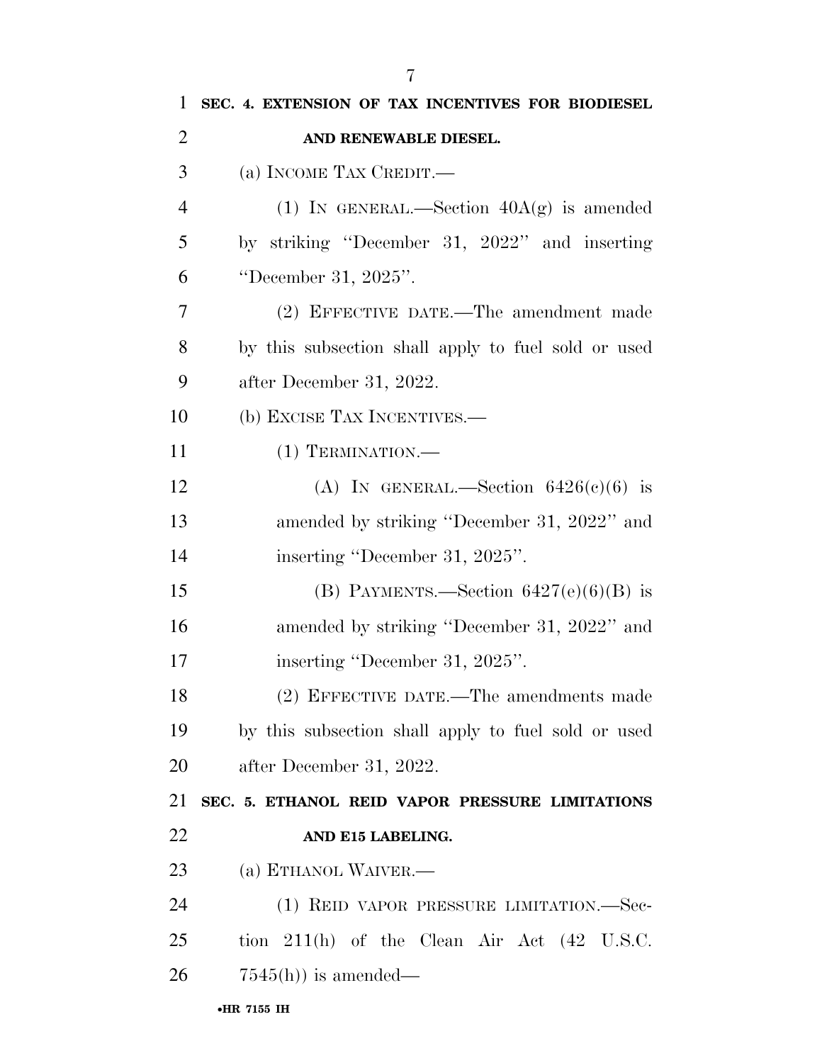**SEC. 4. EXTENSION OF TAX INCENTIVES FOR BIODIESEL AND RENEWABLE DIESEL.**

(a) INCOME TAX CREDIT.—

(1) IN GENERAL.—Section 40A(g) is amended by striking ''December 31, 2022'' and inserting ''December 31, 2025''.

(2) EFFECTIVE DATE.—The amendment made by this subsection shall apply to fuel sold or used after December 31, 2022.

(b) EXCISE TAX INCENTIVES.—

(1) TERMINATION.—

(A) IN GENERAL.—Section 6426(c)(6) is amended by striking ''December 31, 2022'' and inserting ''December 31, 2025''.

(B) PAYMENTS.—Section 6427(e)(6)(B) is amended by striking ''December 31, 2022'' and inserting ''December 31, 2025''.

(2) EFFECTIVE DATE.—The amendments made by this subsection shall apply to fuel sold or used after December 31, 2022.

**SEC. 5. ETHANOL REID VAPOR PRESSURE LIMITATIONS AND E15 LABELING.**

(a) ETHANOL WAIVER.—

(1) REID VAPOR PRESSURE LIMITATION.—Section 211(h) of the Clean Air Act (42 U.S.C. 7545(h)) is amended—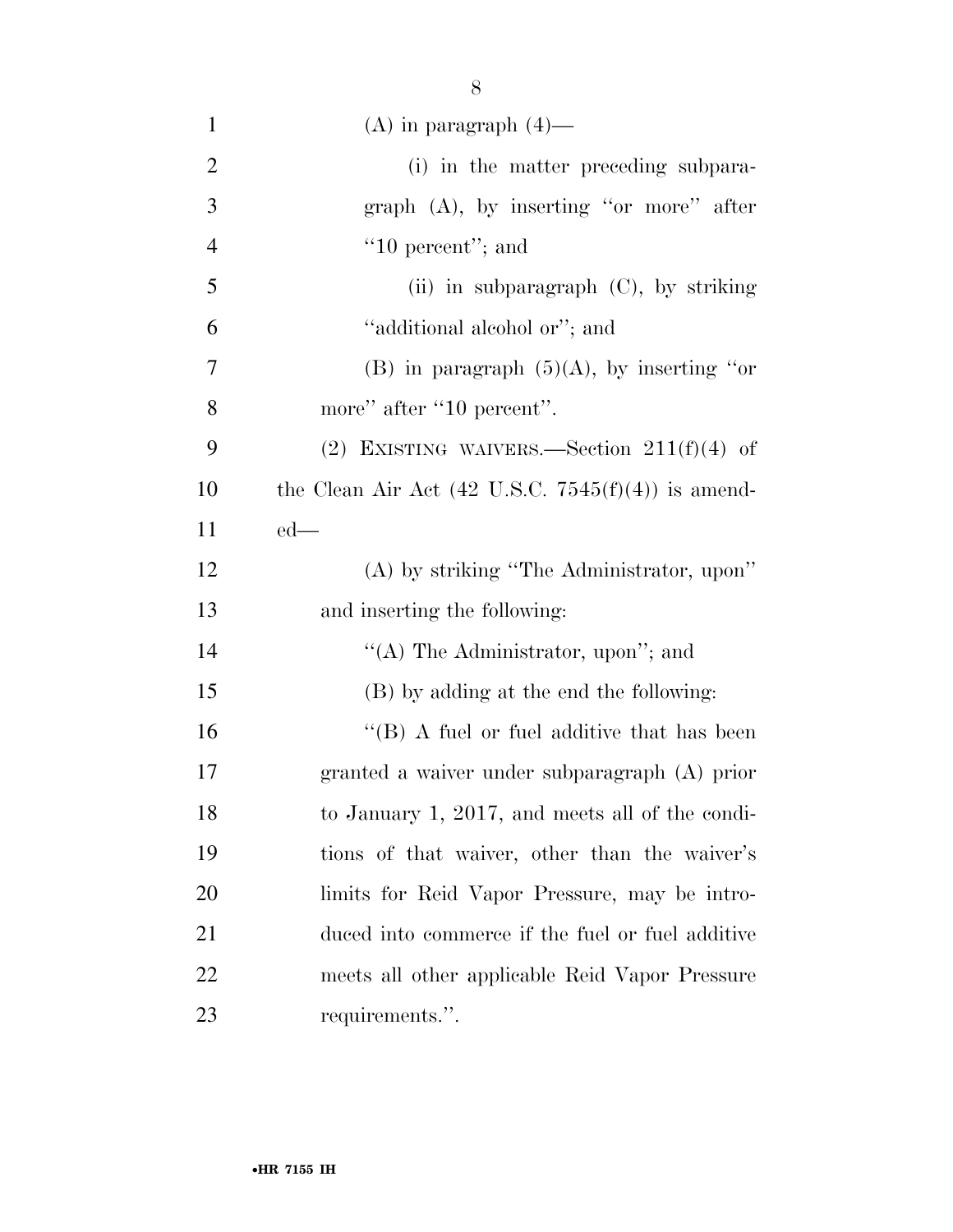(A) in paragraph (4)—

(i) in the matter preceding subparagraph (A), by inserting ''or more'' after ''10 percent''; and

(ii) in subparagraph (C), by striking ''additional alcohol or''; and

(B) in paragraph (5)(A), by inserting ''or more'' after ''10 percent''.

(2) EXISTING WAIVERS.—Section 211(f)(4) of the Clean Air Act (42 U.S.C. 7545(f)(4)) is amended—

(A) by striking ''The Administrator, upon'' and inserting the following:

''(A) The Administrator, upon''; and

(B) by adding at the end the following:

''(B) A fuel or fuel additive that has been granted a waiver under subparagraph (A) prior to January 1, 2017, and meets all of the conditions of that waiver, other than the waiver's limits for Reid Vapor Pressure, may be introduced into commerce if the fuel or fuel additive meets all other applicable Reid Vapor Pressure requirements.''.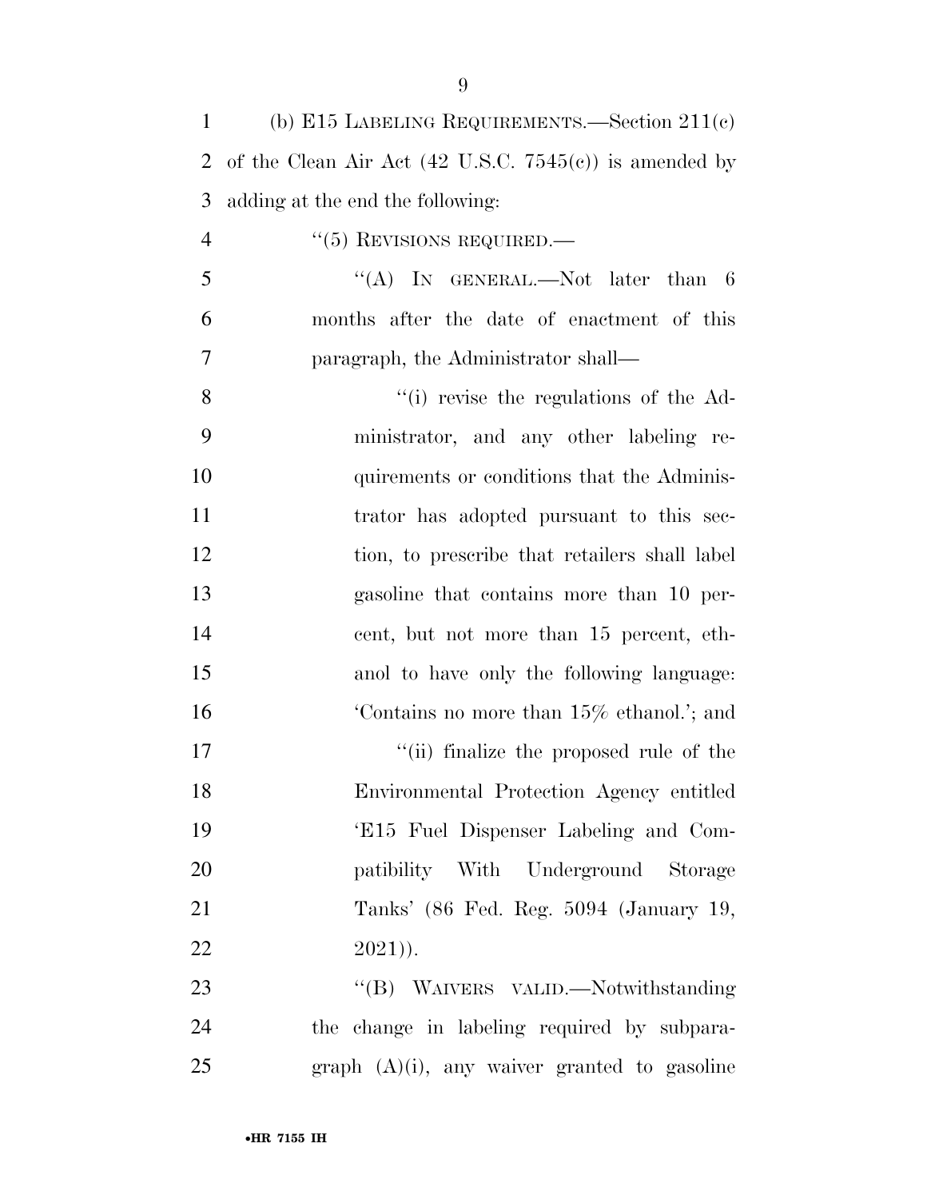(b) E15 LABELING REQUIREMENTS.—Section 211(c) of the Clean Air Act (42 U.S.C. 7545(c)) is amended by adding at the end the following:

"(5) REVISIONS REQUIRED.—

"(A) IN GENERAL.—Not later than 6 months after the date of enactment of this paragraph, the Administrator shall—

"(i) revise the regulations of the Administrator, and any other labeling requirements or conditions that the Administrator has adopted pursuant to this section, to prescribe that retailers shall label gasoline that contains more than 10 percent, but not more than 15 percent, ethanol to have only the following language: 'Contains no more than 15% ethanol.'; and

"(ii) finalize the proposed rule of the Environmental Protection Agency entitled 'E15 Fuel Dispenser Labeling and Compatibility With Underground Storage Tanks' (86 Fed. Reg. 5094 (January 19, 2021)).

"(B) WAIVERS VALID.—Notwithstanding the change in labeling required by subparagraph (A)(i), any waiver granted to gasoline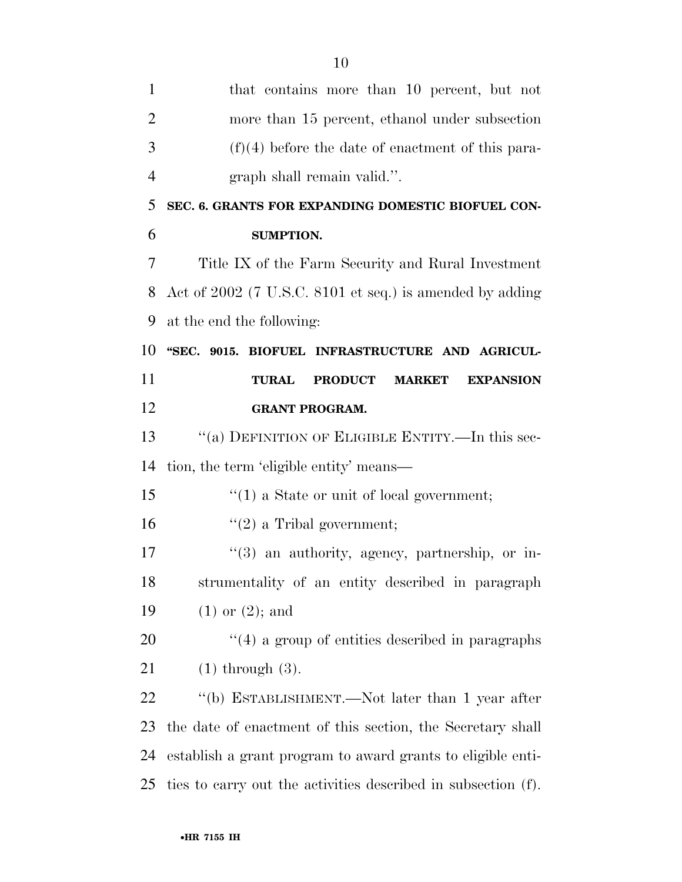that contains more than 10 percent, but not more than 15 percent, ethanol under subsection (f)(4) before the date of enactment of this paragraph shall remain valid.''.

**SEC. 6. GRANTS FOR EXPANDING DOMESTIC BIOFUEL CONSUMPTION.**

Title IX of the Farm Security and Rural Investment Act of 2002 (7 U.S.C. 8101 et seq.) is amended by adding at the end the following:

**''SEC. 9015. BIOFUEL INFRASTRUCTURE AND AGRICULTURAL PRODUCT MARKET EXPANSION GRANT PROGRAM.**

''(a) DEFINITION OF ELIGIBLE ENTITY.—In this section, the term 'eligible entity' means—

''(1) a State or unit of local government;

''(2) a Tribal government;

''(3) an authority, agency, partnership, or instrumentality of an entity described in paragraph (1) or (2); and

''(4) a group of entities described in paragraphs (1) through (3).

''(b) ESTABLISHMENT.—Not later than 1 year after the date of enactment of this section, the Secretary shall establish a grant program to award grants to eligible entities to carry out the activities described in subsection (f).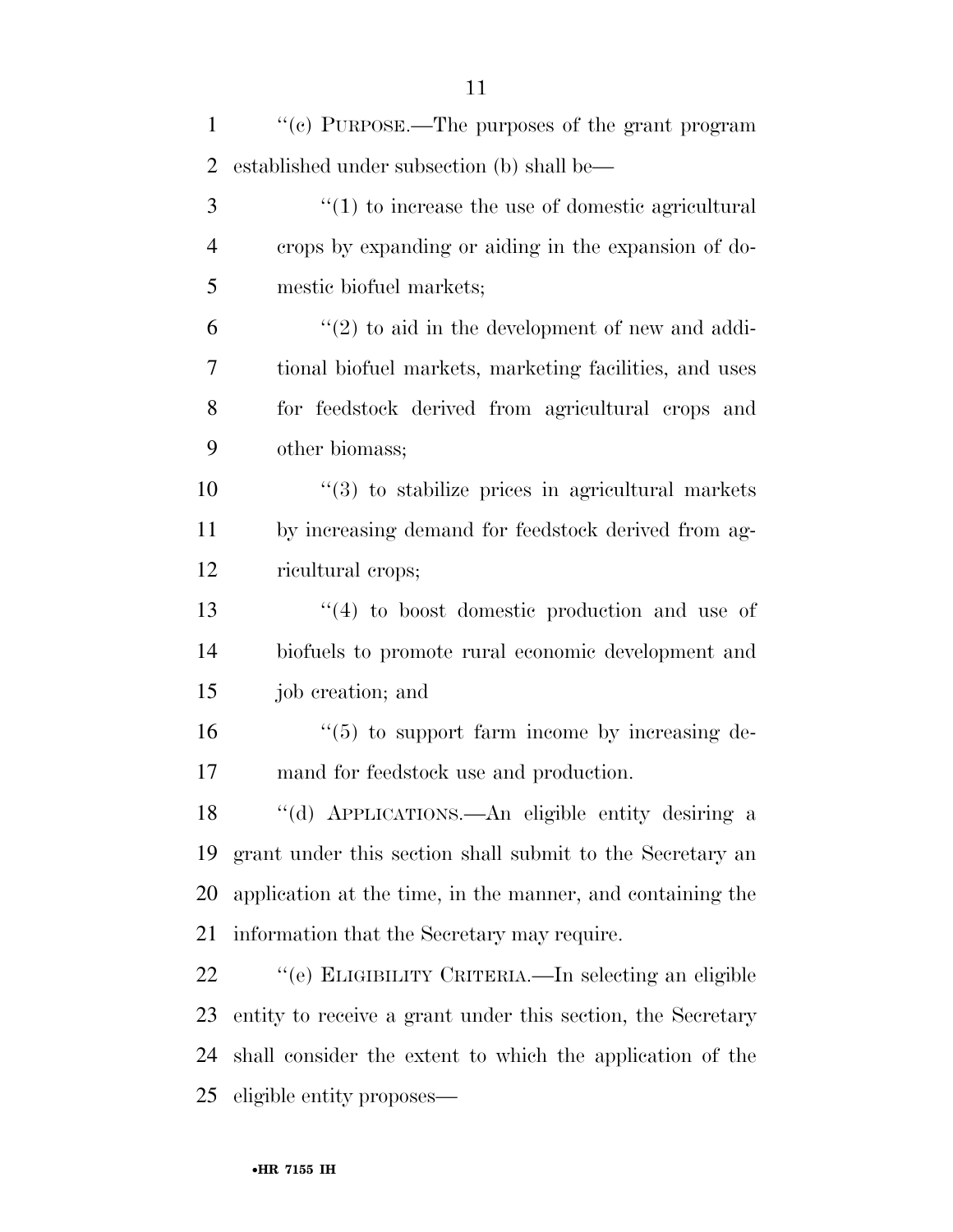''(c) PURPOSE.—The purposes of the grant program established under subsection (b) shall be—

''(1) to increase the use of domestic agricultural crops by expanding or aiding in the expansion of domestic biofuel markets;

''(2) to aid in the development of new and additional biofuel markets, marketing facilities, and uses for feedstock derived from agricultural crops and other biomass;

''(3) to stabilize prices in agricultural markets by increasing demand for feedstock derived from agricultural crops;

''(4) to boost domestic production and use of biofuels to promote rural economic development and job creation; and

''(5) to support farm income by increasing demand for feedstock use and production.

''(d) APPLICATIONS.—An eligible entity desiring a grant under this section shall submit to the Secretary an application at the time, in the manner, and containing the information that the Secretary may require.

''(e) ELIGIBILITY CRITERIA.—In selecting an eligible entity to receive a grant under this section, the Secretary shall consider the extent to which the application of the eligible entity proposes—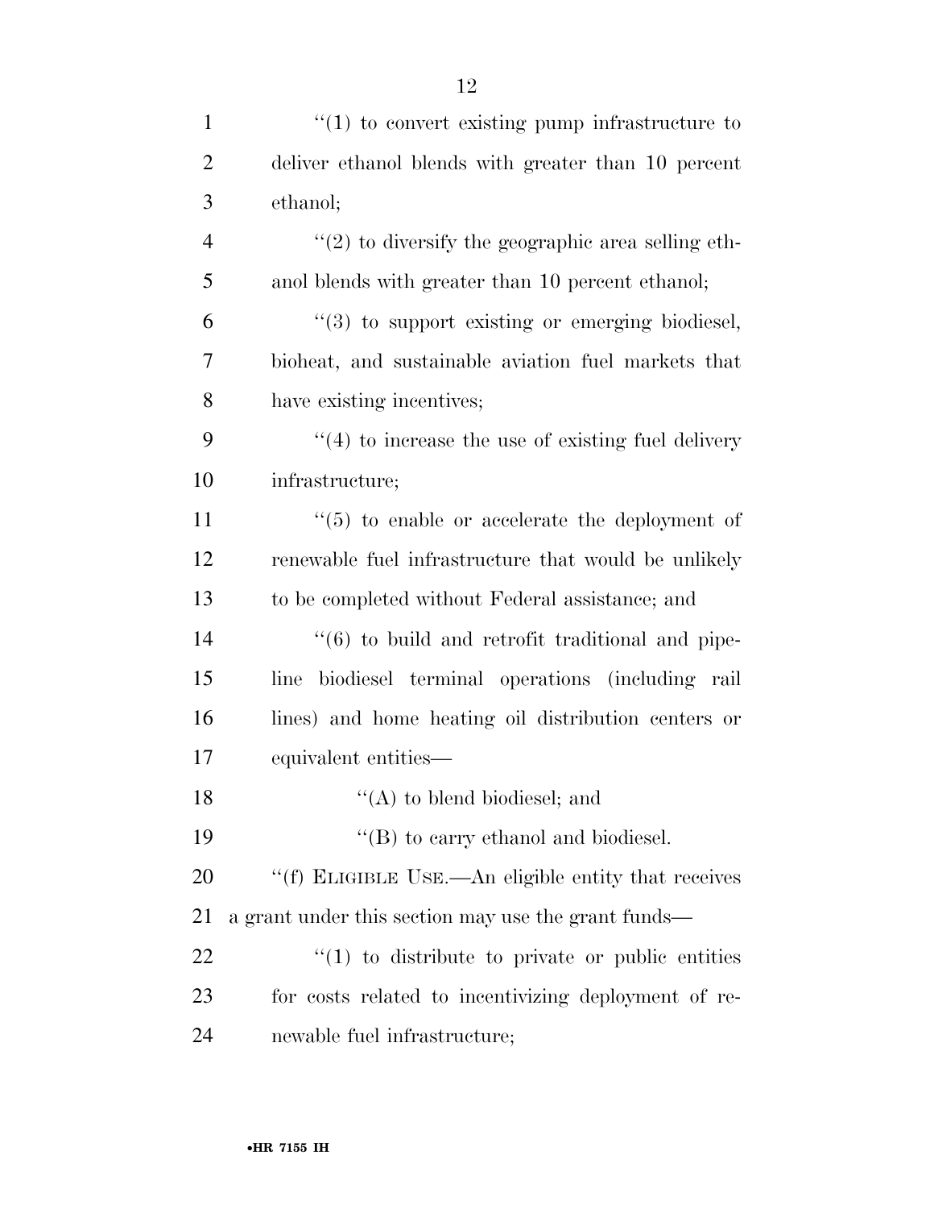"(1) to convert existing pump infrastructure to deliver ethanol blends with greater than 10 percent ethanol;

"(2) to diversify the geographic area selling ethanol blends with greater than 10 percent ethanol;

"(3) to support existing or emerging biodiesel, bioheat, and sustainable aviation fuel markets that have existing incentives;

"(4) to increase the use of existing fuel delivery infrastructure;

"(5) to enable or accelerate the deployment of renewable fuel infrastructure that would be unlikely to be completed without Federal assistance; and

"(6) to build and retrofit traditional and pipeline biodiesel terminal operations (including rail lines) and home heating oil distribution centers or equivalent entities—

"(A) to blend biodiesel; and

"(B) to carry ethanol and biodiesel.

"(f) ELIGIBLE USE.—An eligible entity that receives a grant under this section may use the grant funds—

"(1) to distribute to private or public entities for costs related to incentivizing deployment of renewable fuel infrastructure;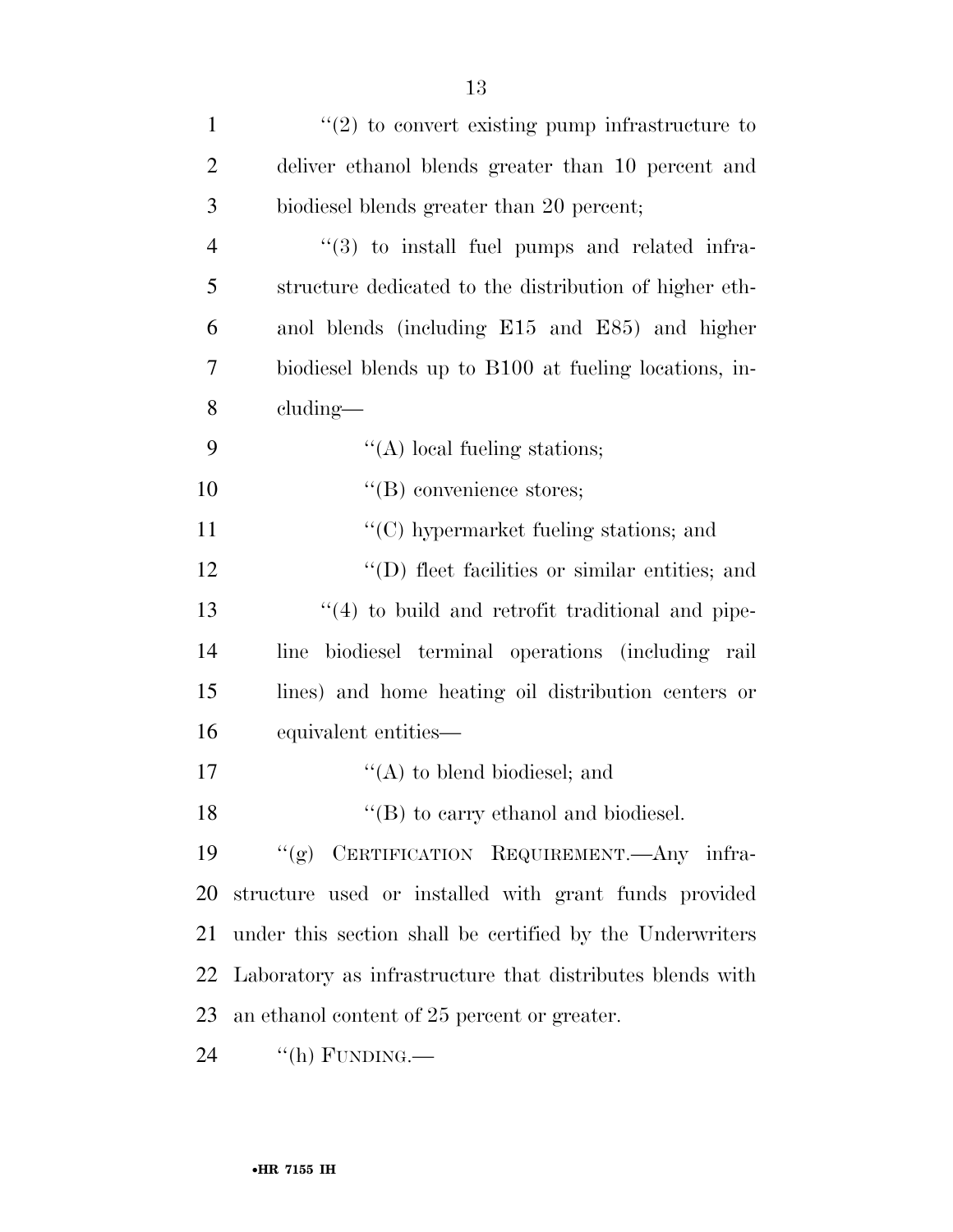''(2) to convert existing pump infrastructure to deliver ethanol blends greater than 10 percent and biodiesel blends greater than 20 percent;

''(3) to install fuel pumps and related infrastructure dedicated to the distribution of higher ethanol blends (including E15 and E85) and higher biodiesel blends up to B100 at fueling locations, including—

''(A) local fueling stations;

''(B) convenience stores;

''(C) hypermarket fueling stations; and

''(D) fleet facilities or similar entities; and

''(4) to build and retrofit traditional and pipeline biodiesel terminal operations (including rail lines) and home heating oil distribution centers or equivalent entities—

''(A) to blend biodiesel; and

''(B) to carry ethanol and biodiesel.

''(g) CERTIFICATION REQUIREMENT.—Any infrastructure used or installed with grant funds provided under this section shall be certified by the Underwriters Laboratory as infrastructure that distributes blends with an ethanol content of 25 percent or greater.

''(h) FUNDING.—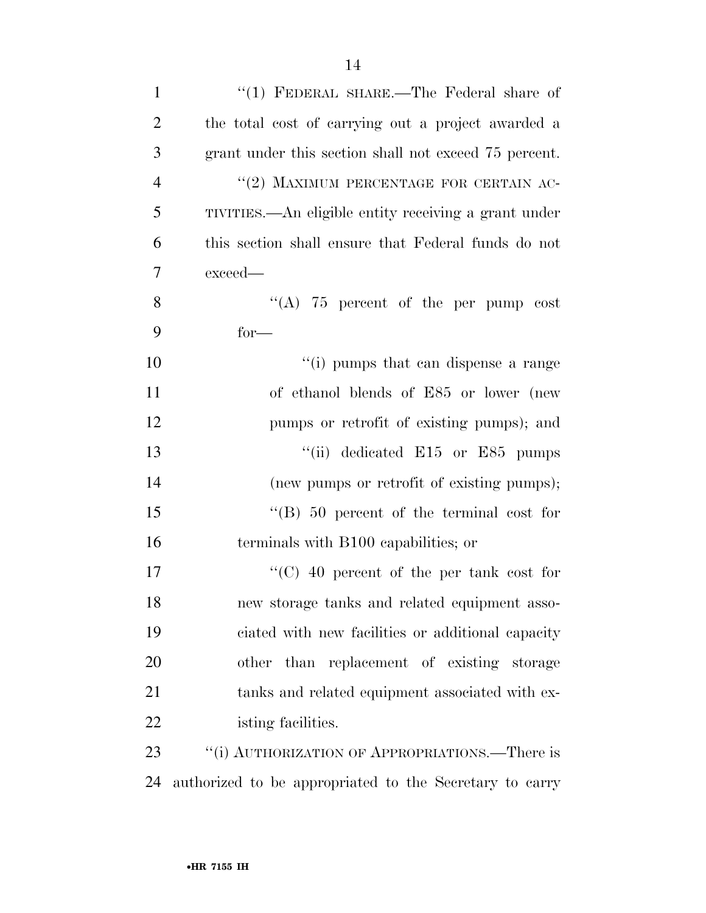"(1) FEDERAL SHARE.—The Federal share of the total cost of carrying out a project awarded a grant under this section shall not exceed 75 percent.

"(2) MAXIMUM PERCENTAGE FOR CERTAIN ACTIVITIES.—An eligible entity receiving a grant under this section shall ensure that Federal funds do not exceed—

"(A) 75 percent of the per pump cost for—

"(i) pumps that can dispense a range of ethanol blends of E85 or lower (new pumps or retrofit of existing pumps); and

"(ii) dedicated E15 or E85 pumps (new pumps or retrofit of existing pumps);

"(B) 50 percent of the terminal cost for terminals with B100 capabilities; or

"(C) 40 percent of the per tank cost for new storage tanks and related equipment associated with new facilities or additional capacity other than replacement of existing storage tanks and related equipment associated with existing facilities.

"(i) AUTHORIZATION OF APPROPRIATIONS.—There is authorized to be appropriated to the Secretary to carry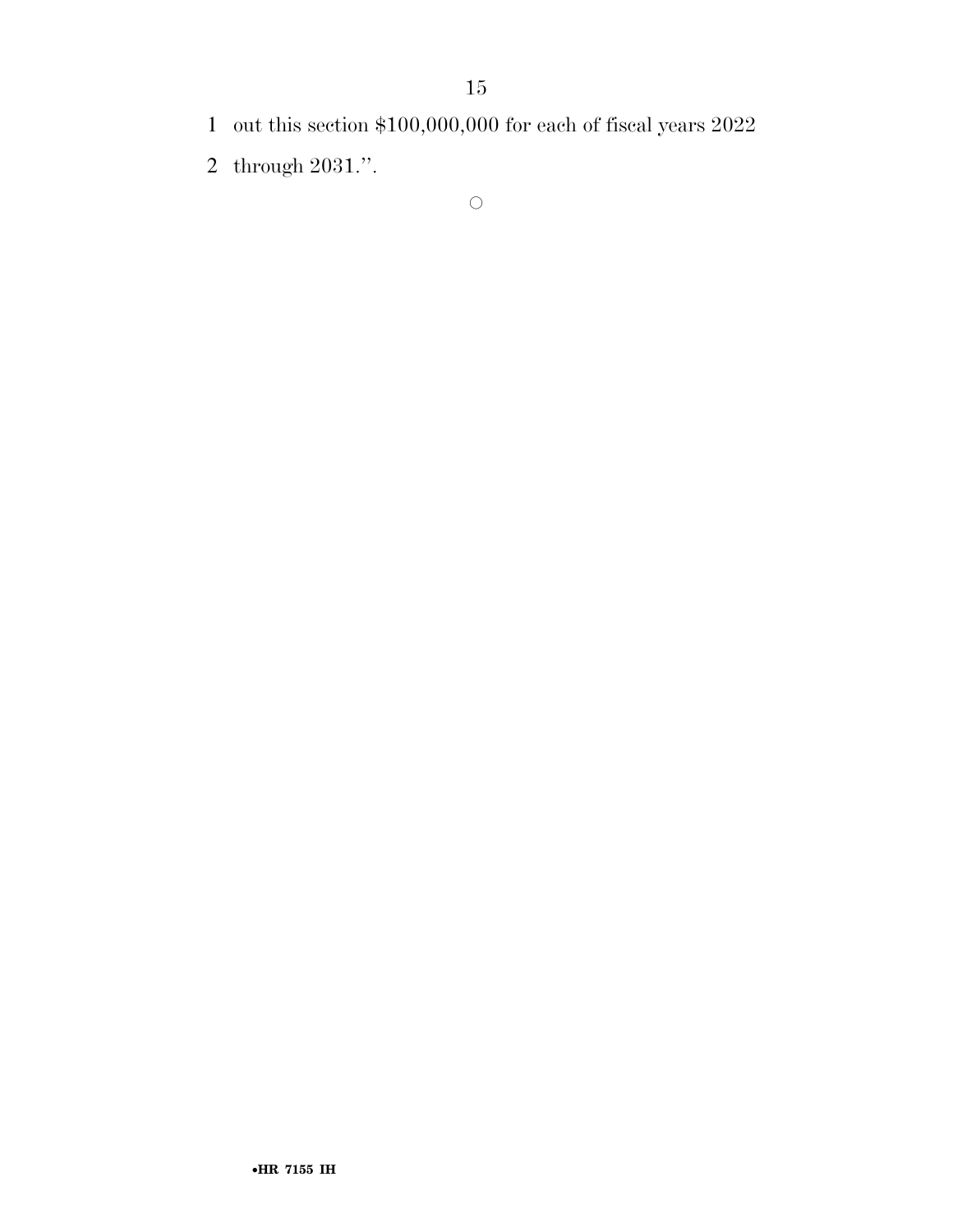out this section $100,000,000 for each of fiscal years 2022 through 2031.''.

○